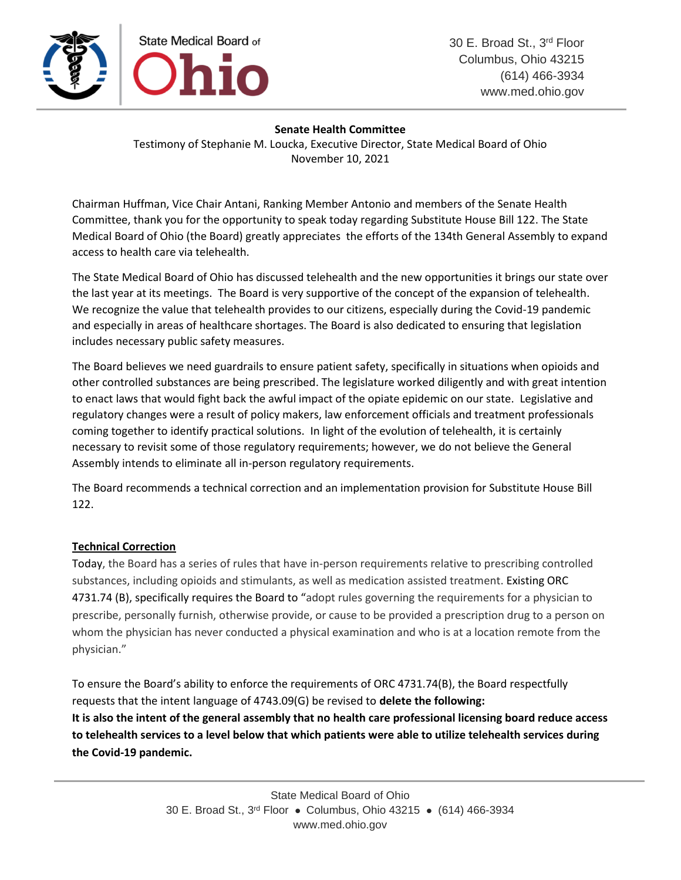State Medical Board of Ohio

30 E. Broad St., 3rd Floor
Columbus, Ohio 43215
(614) 466-3934
www.med.ohio.gov

**Senate Health Committee**

Testimony of Stephanie M. Loucka, Executive Director, State Medical Board of Ohio
November 10, 2021

Chairman Huffman, Vice Chair Antani, Ranking Member Antonio and members of the Senate Health Committee, thank you for the opportunity to speak today regarding Substitute House Bill 122. The State Medical Board of Ohio (the Board) greatly appreciates the efforts of the 134th General Assembly to expand access to health care via telehealth.

The State Medical Board of Ohio has discussed telehealth and the new opportunities it brings our state over the last year at its meetings. The Board is very supportive of the concept of the expansion of telehealth. We recognize the value that telehealth provides to our citizens, especially during the Covid-19 pandemic and especially in areas of healthcare shortages. The Board is also dedicated to ensuring that legislation includes necessary public safety measures.

The Board believes we need guardrails to ensure patient safety, specifically in situations when opioids and other controlled substances are being prescribed. The legislature worked diligently and with great intention to enact laws that would fight back the awful impact of the opiate epidemic on our state. Legislative and regulatory changes were a result of policy makers, law enforcement officials and treatment professionals coming together to identify practical solutions. In light of the evolution of telehealth, it is certainly necessary to revisit some of those regulatory requirements; however, we do not believe the General Assembly intends to eliminate all in-person regulatory requirements.

The Board recommends a technical correction and an implementation provision for Substitute House Bill 122.

**Technical Correction**

Today, the Board has a series of rules that have in-person requirements relative to prescribing controlled substances, including opioids and stimulants, as well as medication assisted treatment. Existing ORC 4731.74 (B), specifically requires the Board to "adopt rules governing the requirements for a physician to prescribe, personally furnish, otherwise provide, or cause to be provided a prescription drug to a person on whom the physician has never conducted a physical examination and who is at a location remote from the physician."

To ensure the Board's ability to enforce the requirements of ORC 4731.74(B), the Board respectfully requests that the intent language of 4743.09(G) be revised to **delete the following:**
**It is also the intent of the general assembly that no health care professional licensing board reduce access to telehealth services to a level below that which patients were able to utilize telehealth services during the Covid-19 pandemic.**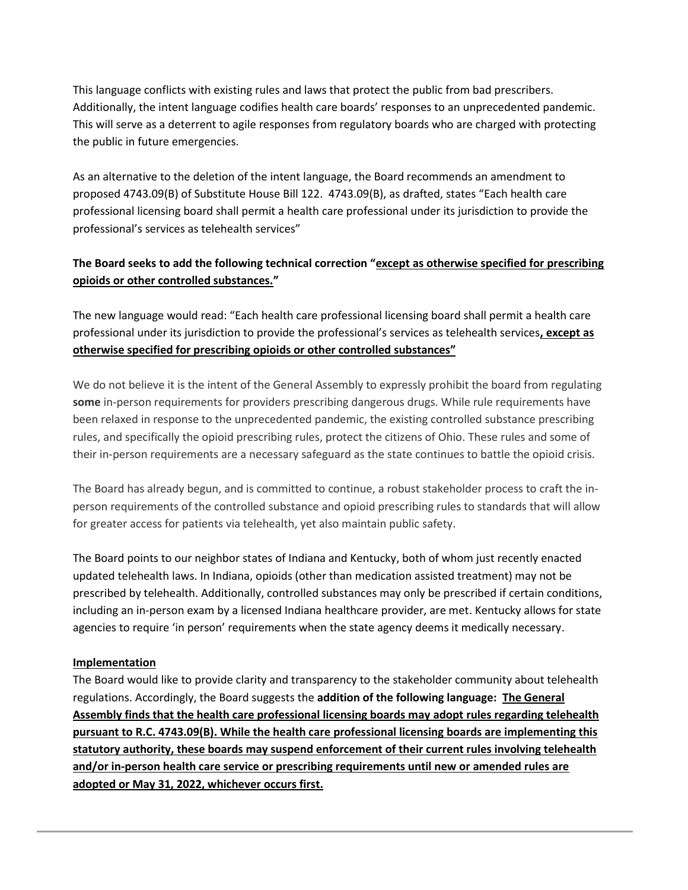This language conflicts with existing rules and laws that protect the public from bad prescribers. Additionally, the intent language codifies health care boards' responses to an unprecedented pandemic. This will serve as a deterrent to agile responses from regulatory boards who are charged with protecting the public in future emergencies.

As an alternative to the deletion of the intent language, the Board recommends an amendment to proposed 4743.09(B) of Substitute House Bill 122. 4743.09(B), as drafted, states "Each health care professional licensing board shall permit a health care professional under its jurisdiction to provide the professional's services as telehealth services"

**The Board seeks to add the following technical correction "<u>except as otherwise specified for prescribing opioids or other controlled substances.</u>"**

The new language would read: "Each health care professional licensing board shall permit a health care professional under its jurisdiction to provide the professional's services as telehealth services**<u>, except as otherwise specified for prescribing opioids or other controlled substances"</u>**

We do not believe it is the intent of the General Assembly to expressly prohibit the board from regulating **some** in-person requirements for providers prescribing dangerous drugs. While rule requirements have been relaxed in response to the unprecedented pandemic, the existing controlled substance prescribing rules, and specifically the opioid prescribing rules, protect the citizens of Ohio. These rules and some of their in-person requirements are a necessary safeguard as the state continues to battle the opioid crisis.

The Board has already begun, and is committed to continue, a robust stakeholder process to craft the in-person requirements of the controlled substance and opioid prescribing rules to standards that will allow for greater access for patients via telehealth, yet also maintain public safety.

The Board points to our neighbor states of Indiana and Kentucky, both of whom just recently enacted updated telehealth laws. In Indiana, opioids (other than medication assisted treatment) may not be prescribed by telehealth. Additionally, controlled substances may only be prescribed if certain conditions, including an in-person exam by a licensed Indiana healthcare provider, are met. Kentucky allows for state agencies to require 'in person' requirements when the state agency deems it medically necessary.

**<u>Implementation</u>**

The Board would like to provide clarity and transparency to the stakeholder community about telehealth regulations. Accordingly, the Board suggests the **addition of the following language: <u>The General Assembly finds that the health care professional licensing boards may adopt rules regarding telehealth pursuant to R.C. 4743.09(B). While the health care professional licensing boards are implementing this statutory authority, these boards may suspend enforcement of their current rules involving telehealth and/or in-person health care service or prescribing requirements until new or amended rules are adopted or May 31, 2022, whichever occurs first.</u>**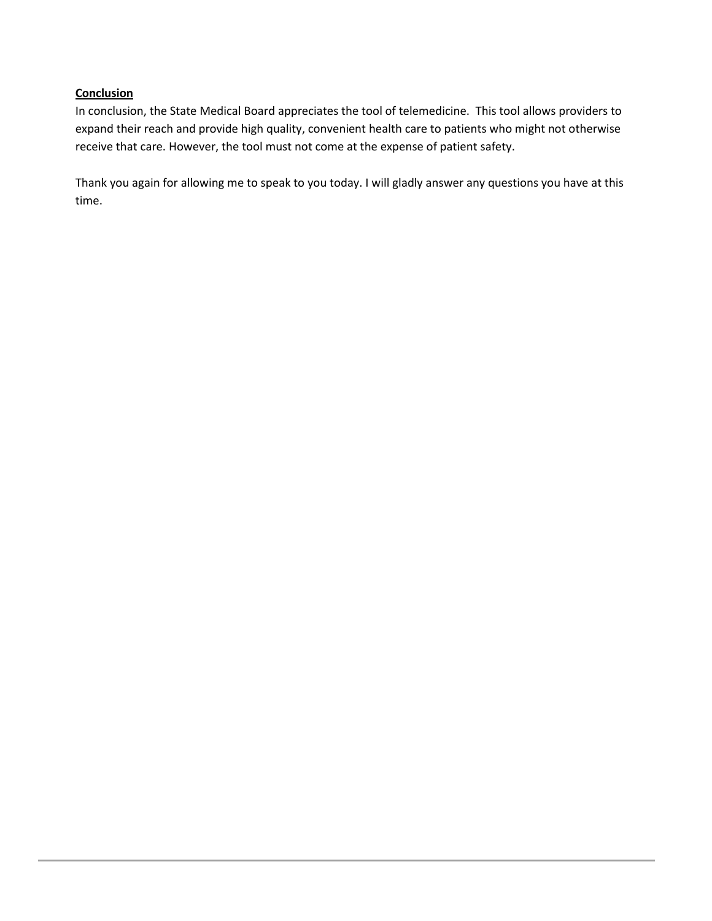**Conclusion**

In conclusion, the State Medical Board appreciates the tool of telemedicine. This tool allows providers to expand their reach and provide high quality, convenient health care to patients who might not otherwise receive that care. However, the tool must not come at the expense of patient safety.

Thank you again for allowing me to speak to you today. I will gladly answer any questions you have at this time.